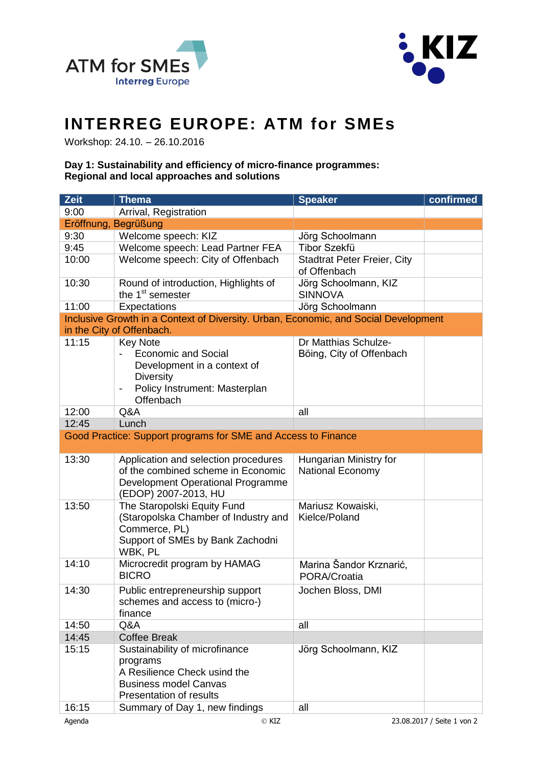# INTERREG EUROPE: ATM for SMEs

Workshop: 24.10. – 26.10.2016

**Day 1: Sustainability and efficiency of micro-finance programmes: Regional and local approaches and solutions**

| Zeit | Thema | Speaker | confirmed |
|---|---|---|---|
| 9:00 | Arrival, Registration | | |
| Eröffnung, Begrüßung | | | |
| 9:30 | Welcome speech: KIZ | Jörg Schoolmann | |
| 9:45 | Welcome speech: Lead Partner FEA | Tibor Szekfü | |
| 10:00 | Welcome speech: City of Offenbach | Stadtrat Peter Freier, City of Offenbach | |
| 10:30 | Round of introduction, Highlights of the 1st semester | Jörg Schoolmann, KIZ SINNOVA | |
| 11:00 | Expectations | Jörg Schoolmann | |
| Inclusive Growth in a Context of Diversity. Urban, Economic, and Social Development in the City of Offenbach. | | | |
| 11:15 | Key Note<br>- Economic and Social Development in a context of Diversity<br>- Policy Instrument: Masterplan Offenbach | Dr Matthias Schulze-Böing, City of Offenbach | |
| 12:00 | Q&A | all | |
| 12:45 | Lunch | | |
| Good Practice: Support programs for SME and Access to Finance | | | |
| 13:30 | Application and selection procedures of the combined scheme in Economic Development Operational Programme (EDOP) 2007-2013, HU | Hungarian Ministry for National Economy | |
| 13:50 | The Staropolski Equity Fund (Staropolska Chamber of Industry and Commerce, PL)<br>Support of SMEs by Bank Zachodni WBK, PL | Mariusz Kowaiski, Kielce/Poland | |
| 14:10 | Microcredit program by HAMAG BICRO | Marina Šandor Krznarić, PORA/Croatia | |
| 14:30 | Public entrepreneurship support schemes and access to (micro-) finance | Jochen Bloss, DMI | |
| 14:50 | Q&A | all | |
| 14:45 | Coffee Break | | |
| 15:15 | Sustainability of microfinance programs<br>A Resilience Check usind the Business model Canvas<br>Presentation of results | Jörg Schoolmann, KIZ | |
| 16:15 | Summary of Day 1, new findings | all | |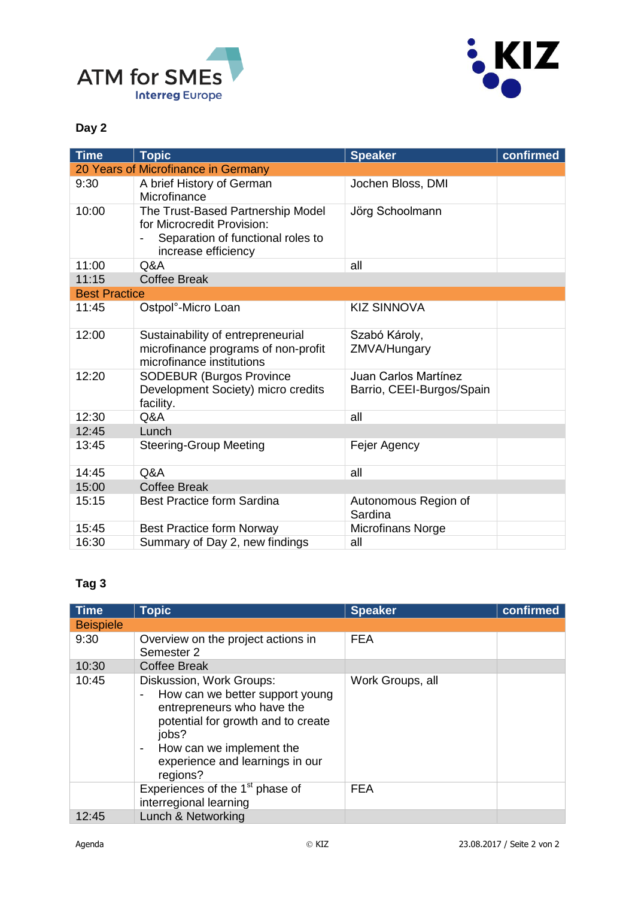## Day 2

| Time | Topic | Speaker | confirmed |
|---|---|---|---|
| 20 Years of Microfinance in Germany | | | |
| 9:30 | A brief History of German Microfinance | Jochen Bloss, DMI | |
| 10:00 | The Trust-Based Partnership Model for Microcredit Provision:<br>- Separation of functional roles to increase efficiency | Jörg Schoolmann | |
| 11:00 | Q&A | all | |
| 11:15 | Coffee Break | | |
| Best Practice | | | |
| 11:45 | Ostpol°-Micro Loan | KIZ SINNOVA | |
| 12:00 | Sustainability of entrepreneurial microfinance programs of non-profit microfinance institutions | Szabó Károly, ZMVA/Hungary | |
| 12:20 | SODEBUR (Burgos Province Development Society) micro credits facility. | Juan Carlos Martínez Barrio, CEEI-Burgos/Spain | |
| 12:30 | Q&A | all | |
| 12:45 | Lunch | | |
| 13:45 | Steering-Group Meeting | Fejer Agency | |
| 14:45 | Q&A | all | |
| 15:00 | Coffee Break | | |
| 15:15 | Best Practice form Sardina | Autonomous Region of Sardina | |
| 15:45 | Best Practice form Norway | Microfinans Norge | |
| 16:30 | Summary of Day 2, new findings | all | |

## Tag 3

| Time | Topic | Speaker | confirmed |
|---|---|---|---|
| Beispiele | | | |
| 9:30 | Overview on the project actions in Semester 2 | FEA | |
| 10:30 | Coffee Break | | |
| 10:45 | Diskussion, Work Groups:<br>- How can we better support young entrepreneurs who have the potential for growth and to create jobs?<br>- How can we implement the experience and learnings in our regions? | Work Groups, all | |
| | Experiences of the 1st phase of interregional learning | FEA | |
| 12:45 | Lunch & Networking | | |